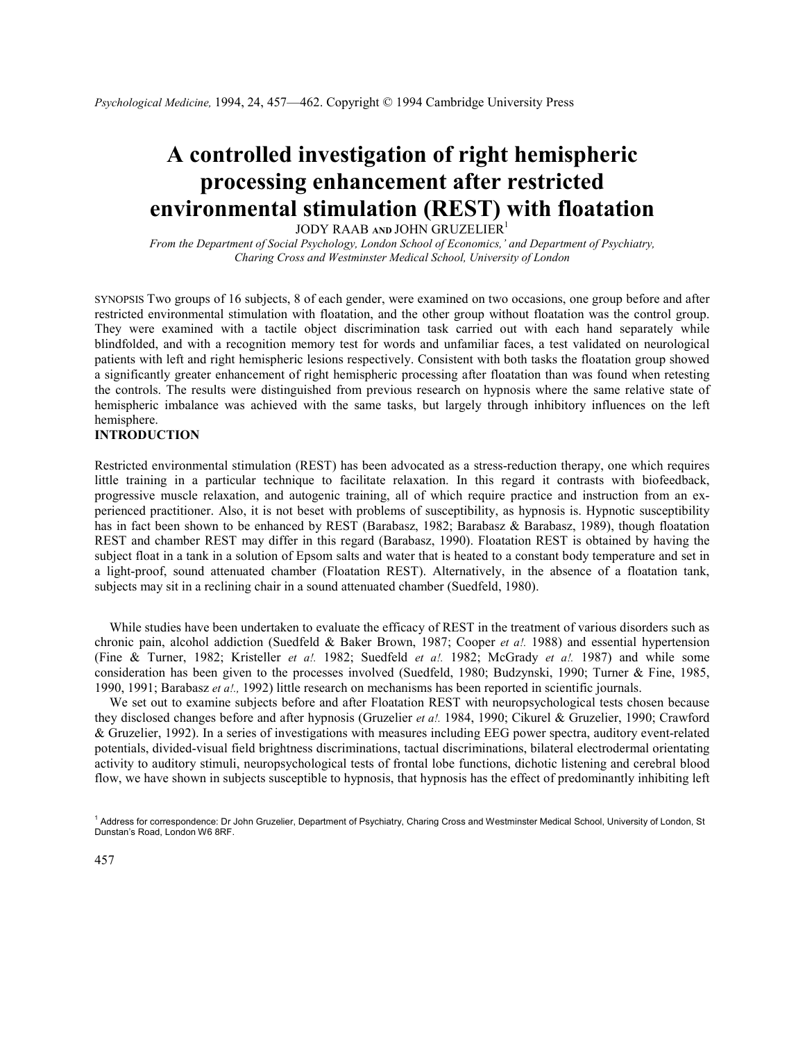# A controlled investigation of right hemispheric processing enhancement after restricted environmental stimulation (REST) with floatation

JODY RAAB AND JOHN GRUZELIER[1]

*From the Department of Social Psychology, London School of Economics,' and Department of Psychiatry, Charing Cross and Westminster Medical School, University of London*

SYNOPSIS Two groups of 16 subjects, 8 of each gender, were examined on two occasions, one group before and after restricted environmental stimulation with floatation, and the other group without floatation was the control group. They were examined with a tactile object discrimination task carried out with each hand separately while blindfolded, and with a recognition memory test for words and unfamiliar faces, a test validated on neurological patients with left and right hemispheric lesions respectively. Consistent with both tasks the floatation group showed a significantly greater enhancement of right hemispheric processing after floatation than was found when retesting the controls. The results were distinguished from previous research on hypnosis where the same relative state of hemispheric imbalance was achieved with the same tasks, but largely through inhibitory influences on the left hemisphere.

## INTRODUCTION

Restricted environmental stimulation (REST) has been advocated as a stress-reduction therapy, one which requires little training in a particular technique to facilitate relaxation. In this regard it contrasts with biofeedback, progressive muscle relaxation, and autogenic training, all of which require practice and instruction from an experienced practitioner. Also, it is not beset with problems of susceptibility, as hypnosis is. Hypnotic susceptibility has in fact been shown to be enhanced by REST (Barabasz, 1982; Barabasz & Barabasz, 1989), though floatation REST and chamber REST may differ in this regard (Barabasz, 1990). Floatation REST is obtained by having the subject float in a tank in a solution of Epsom salts and water that is heated to a constant body temperature and set in a light-proof, sound attenuated chamber (Floatation REST). Alternatively, in the absence of a floatation tank, subjects may sit in a reclining chair in a sound attenuated chamber (Suedfeld, 1980).

While studies have been undertaken to evaluate the efficacy of REST in the treatment of various disorders such as chronic pain, alcohol addiction (Suedfeld & Baker Brown, 1987; Cooper *et al.* 1988) and essential hypertension (Fine & Turner, 1982; Kristeller *et al.* 1982; Suedfeld *et al.* 1982; McGrady *et al.* 1987) and while some consideration has been given to the processes involved (Suedfeld, 1980; Budzynski, 1990; Turner & Fine, 1985, 1990, 1991; Barabasz *et al.*, 1992) little research on mechanisms has been reported in scientific journals.

We set out to examine subjects before and after Floatation REST with neuropsychological tests chosen because they disclosed changes before and after hypnosis (Gruzelier *et al.* 1984, 1990; Cikurel & Gruzelier, 1990; Crawford & Gruzelier, 1992). In a series of investigations with measures including EEG power spectra, auditory event-related potentials, divided-visual field brightness discriminations, tactual discriminations, bilateral electrodermal orientating activity to auditory stimuli, neuropsychological tests of frontal lobe functions, dichotic listening and cerebral blood flow, we have shown in subjects susceptible to hypnosis, that hypnosis has the effect of predominantly inhibiting left

[1] Address for correspondence: Dr John Gruzelier, Department of Psychiatry, Charing Cross and Westminster Medical School, University of London, St Dunstan's Road, London W6 8RF.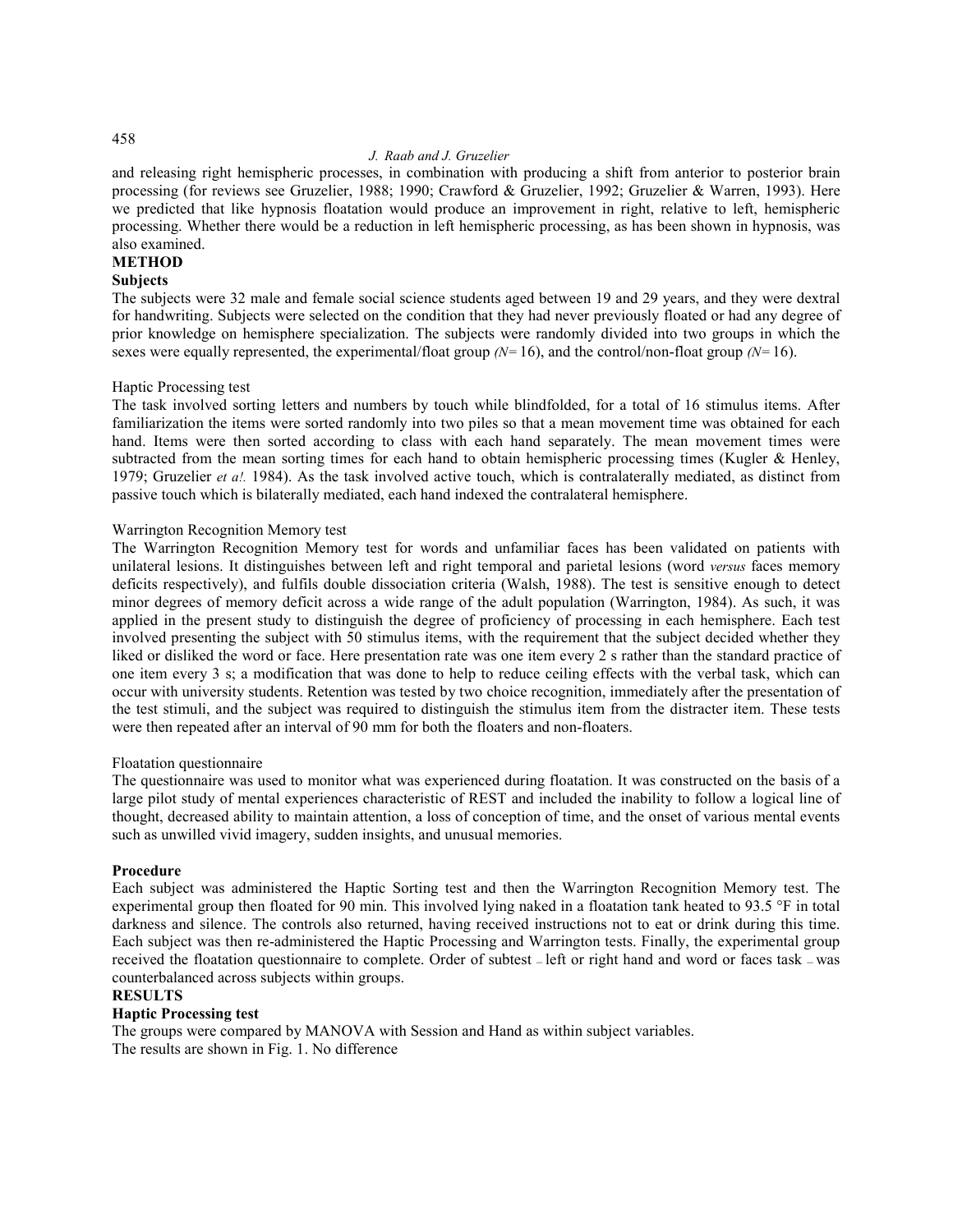and releasing right hemispheric processes, in combination with producing a shift from anterior to posterior brain processing (for reviews see Gruzelier, 1988; 1990; Crawford & Gruzelier, 1992; Gruzelier & Warren, 1993). Here we predicted that like hypnosis floatation would produce an improvement in right, relative to left, hemispheric processing. Whether there would be a reduction in left hemispheric processing, as has been shown in hypnosis, was also examined.

## METHOD

### Subjects

The subjects were 32 male and female social science students aged between 19 and 29 years, and they were dextral for handwriting. Subjects were selected on the condition that they had never previously floated or had any degree of prior knowledge on hemisphere specialization. The subjects were randomly divided into two groups in which the sexes were equally represented, the experimental/float group *(N*= 16), and the control/non-float group *(N*= 16).

#### Haptic Processing test

The task involved sorting letters and numbers by touch while blindfolded, for a total of 16 stimulus items. After familiarization the items were sorted randomly into two piles so that a mean movement time was obtained for each hand. Items were then sorted according to class with each hand separately. The mean movement times were subtracted from the mean sorting times for each hand to obtain hemispheric processing times (Kugler & Henley, 1979; Gruzelier *et a!.* 1984). As the task involved active touch, which is contralaterally mediated, as distinct from passive touch which is bilaterally mediated, each hand indexed the contralateral hemisphere.

#### Warrington Recognition Memory test

The Warrington Recognition Memory test for words and unfamiliar faces has been validated on patients with unilateral lesions. It distinguishes between left and right temporal and parietal lesions (word *versus* faces memory deficits respectively), and fulfils double dissociation criteria (Walsh, 1988). The test is sensitive enough to detect minor degrees of memory deficit across a wide range of the adult population (Warrington, 1984). As such, it was applied in the present study to distinguish the degree of proficiency of processing in each hemisphere. Each test involved presenting the subject with 50 stimulus items, with the requirement that the subject decided whether they liked or disliked the word or face. Here presentation rate was one item every 2 s rather than the standard practice of one item every 3 s; a modification that was done to help to reduce ceiling effects with the verbal task, which can occur with university students. Retention was tested by two choice recognition, immediately after the presentation of the test stimuli, and the subject was required to distinguish the stimulus item from the distracter item. These tests were then repeated after an interval of 90 mm for both the floaters and non-floaters.

#### Floatation questionnaire

The questionnaire was used to monitor what was experienced during floatation. It was constructed on the basis of a large pilot study of mental experiences characteristic of REST and included the inability to follow a logical line of thought, decreased ability to maintain attention, a loss of conception of time, and the onset of various mental events such as unwilled vivid imagery, sudden insights, and unusual memories.

### Procedure

Each subject was administered the Haptic Sorting test and then the Warrington Recognition Memory test. The experimental group then floated for 90 min. This involved lying naked in a floatation tank heated to 93.5 °F in total darkness and silence. The controls also returned, having received instructions not to eat or drink during this time. Each subject was then re-administered the Haptic Processing and Warrington tests. Finally, the experimental group received the floatation questionnaire to complete. Order of subtest – left or right hand and word or faces task – was counterbalanced across subjects within groups.

## RESULTS

### Haptic Processing test

The groups were compared by MANOVA with Session and Hand as within subject variables.
The results are shown in Fig. 1. No difference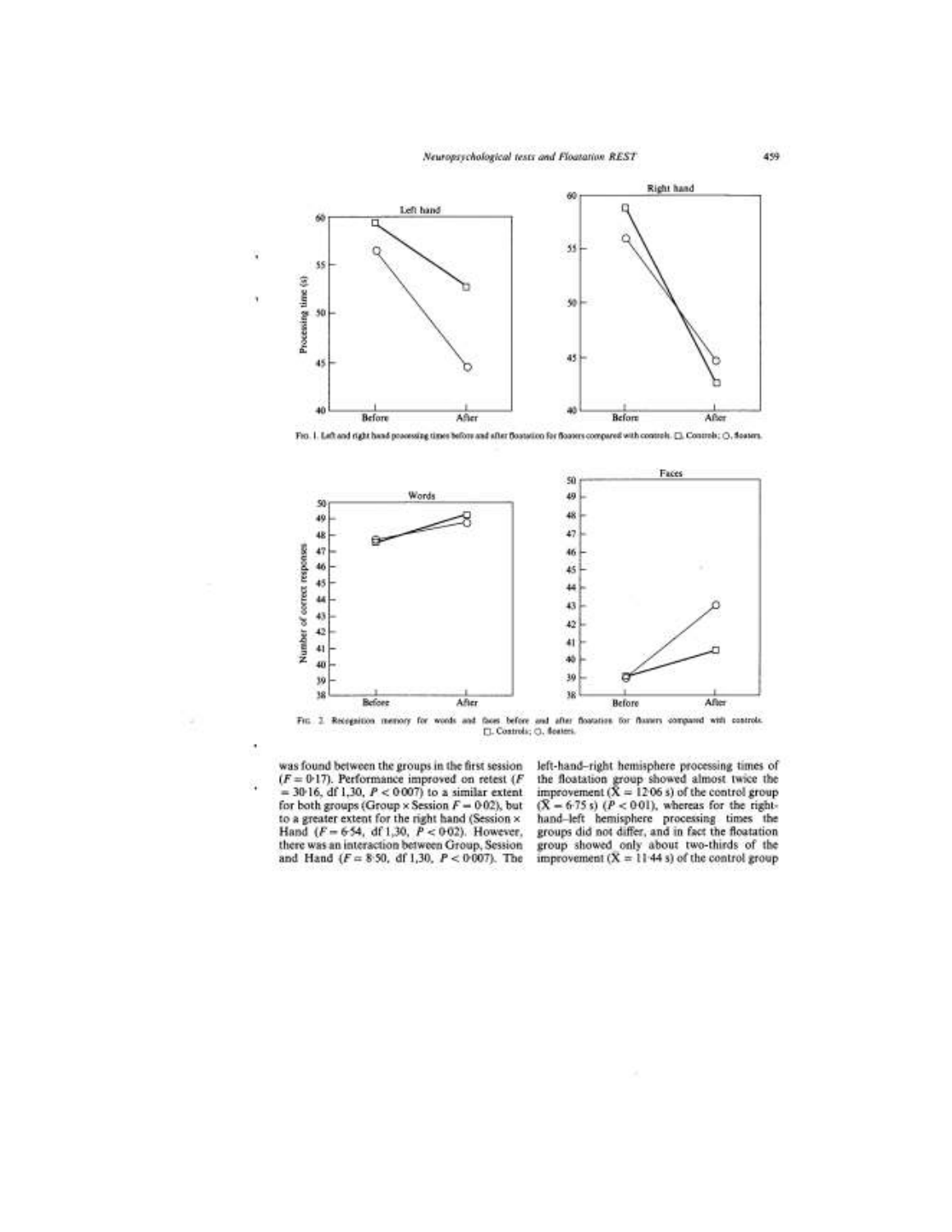FIG. 1. Left and right hand processing times before and after floatation for floaters compared with controls. □, Controls; ○, floaters.

FIG. 2. Recognition memory for words and faces before and after floatation for floaters compared with controls. □, Controls; ○, floaters.

was found between the groups in the first session ($F = 0{\cdot}17$). Performance improved on retest ($F = 30{\cdot}16$, df 1,30, $P < 0{\cdot}007$) to a similar extent for both groups (Group × Session $F = 0{\cdot}02$), but to a greater extent for the right hand (Session × Hand ($F = 6{\cdot}54$, df 1,30, $P < 0{\cdot}02$). However, there was an interaction between Group, Session and Hand ($F = 8{\cdot}50$, df 1,30, $P < 0{\cdot}007$). The left-hand–right hemisphere processing times of the floatation group showed almost twice the improvement ($\bar{X} = 12{\cdot}06$ s) of the control group ($\bar{X} = 6{\cdot}75$ s) ($P < 0{\cdot}01$), whereas for the right-hand–left hemisphere processing times the groups did not differ, and in fact the floatation group showed only about two-thirds of the improvement ($\bar{X} = 11{\cdot}44$ s) of the control group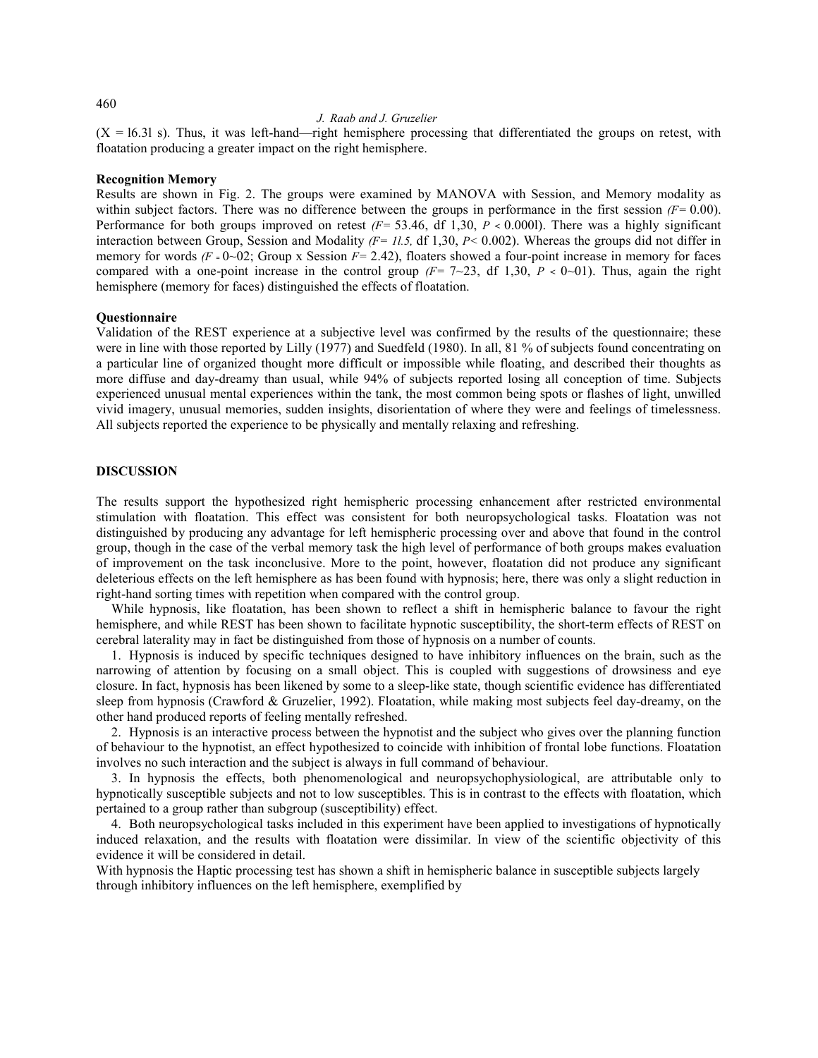($X$ = 16.31 s). Thus, it was left-hand—right hemisphere processing that differentiated the groups on retest, with floatation producing a greater impact on the right hemisphere.

### Recognition Memory

Results are shown in Fig. 2. The groups were examined by MANOVA with Session, and Memory modality as within subject factors. There was no difference between the groups in performance in the first session ($F$= 0.00). Performance for both groups improved on retest ($F$= 53.46, df 1,30, $P < 0.0001$). There was a highly significant interaction between Group, Session and Modality ($F$= 11.5, df 1,30, $P$< 0.002). Whereas the groups did not differ in memory for words ($F$ = 0~02; Group x Session $F$= 2.42), floaters showed a four-point increase in memory for faces compared with a one-point increase in the control group ($F$= 7~23, df 1,30, $P$ < 0~01). Thus, again the right hemisphere (memory for faces) distinguished the effects of floatation.

### Questionnaire

Validation of the REST experience at a subjective level was confirmed by the results of the questionnaire; these were in line with those reported by Lilly (1977) and Suedfeld (1980). In all, 81 % of subjects found concentrating on a particular line of organized thought more difficult or impossible while floating, and described their thoughts as more diffuse and day-dreamy than usual, while 94% of subjects reported losing all conception of time. Subjects experienced unusual mental experiences within the tank, the most common being spots or flashes of light, unwilled vivid imagery, unusual memories, sudden insights, disorientation of where they were and feelings of timelessness. All subjects reported the experience to be physically and mentally relaxing and refreshing.

## DISCUSSION

The results support the hypothesized right hemispheric processing enhancement after restricted environmental stimulation with floatation. This effect was consistent for both neuropsychological tasks. Floatation was not distinguished by producing any advantage for left hemispheric processing over and above that found in the control group, though in the case of the verbal memory task the high level of performance of both groups makes evaluation of improvement on the task inconclusive. More to the point, however, floatation did not produce any significant deleterious effects on the left hemisphere as has been found with hypnosis; here, there was only a slight reduction in right-hand sorting times with repetition when compared with the control group.

While hypnosis, like floatation, has been shown to reflect a shift in hemispheric balance to favour the right hemisphere, and while REST has been shown to facilitate hypnotic susceptibility, the short-term effects of REST on cerebral laterality may in fact be distinguished from those of hypnosis on a number of counts.

1. Hypnosis is induced by specific techniques designed to have inhibitory influences on the brain, such as the narrowing of attention by focusing on a small object. This is coupled with suggestions of drowsiness and eye closure. In fact, hypnosis has been likened by some to a sleep-like state, though scientific evidence has differentiated sleep from hypnosis (Crawford & Gruzelier, 1992). Floatation, while making most subjects feel day-dreamy, on the other hand produced reports of feeling mentally refreshed.

2. Hypnosis is an interactive process between the hypnotist and the subject who gives over the planning function of behaviour to the hypnotist, an effect hypothesized to coincide with inhibition of frontal lobe functions. Floatation involves no such interaction and the subject is always in full command of behaviour.

3. In hypnosis the effects, both phenomenological and neuropsychophysiological, are attributable only to hypnotically susceptible subjects and not to low susceptibles. This is in contrast to the effects with floatation, which pertained to a group rather than subgroup (susceptibility) effect.

4. Both neuropsychological tasks included in this experiment have been applied to investigations of hypnotically induced relaxation, and the results with floatation were dissimilar. In view of the scientific objectivity of this evidence it will be considered in detail.

With hypnosis the Haptic processing test has shown a shift in hemispheric balance in susceptible subjects largely through inhibitory influences on the left hemisphere, exemplified by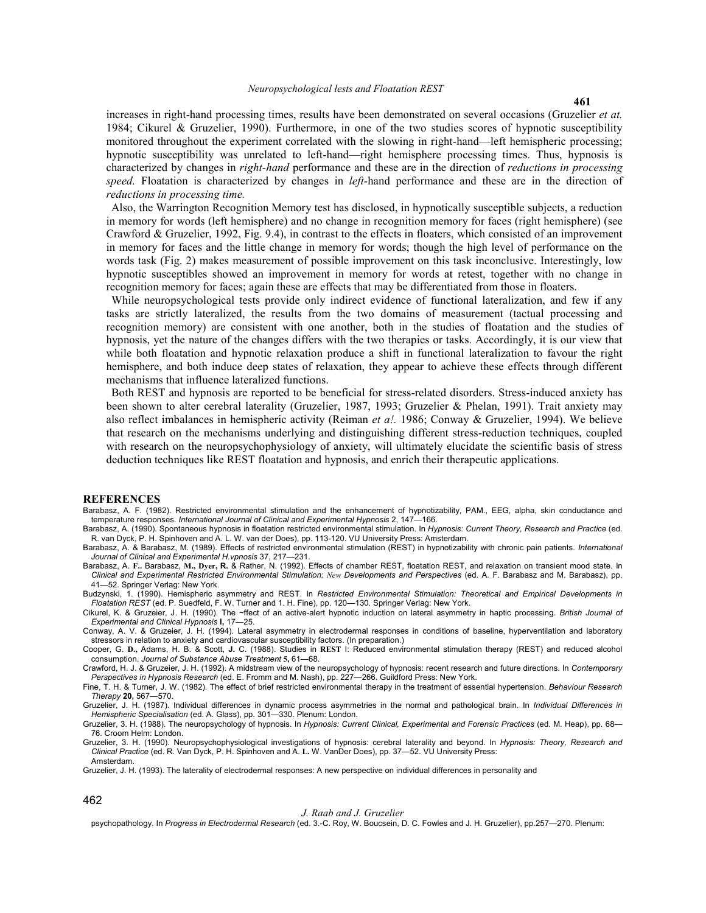increases in right-hand processing times, results have been demonstrated on several occasions (Gruzelier *et at.* 1984; Cikurel & Gruzelier, 1990). Furthermore, in one of the two studies scores of hypnotic susceptibility monitored throughout the experiment correlated with the slowing in right-hand—left hemispheric processing; hypnotic susceptibility was unrelated to left-hand—right hemisphere processing times. Thus, hypnosis is characterized by changes in *right-hand* performance and these are in the direction of *reductions in processing speed.* Floatation is characterized by changes in *left*-hand performance and these are in the direction of *reductions in processing time.*

Also, the Warrington Recognition Memory test has disclosed, in hypnotically susceptible subjects, a reduction in memory for words (left hemisphere) and no change in recognition memory for faces (right hemisphere) (see Crawford & Gruzelier, 1992, Fig. 9.4), in contrast to the effects in floaters, which consisted of an improvement in memory for faces and the little change in memory for words; though the high level of performance on the words task (Fig. 2) makes measurement of possible improvement on this task inconclusive. Interestingly, low hypnotic susceptibles showed an improvement in memory for words at retest, together with no change in recognition memory for faces; again these are effects that may be differentiated from those in floaters.

While neuropsychological tests provide only indirect evidence of functional lateralization, and few if any tasks are strictly lateralized, the results from the two domains of measurement (tactual processing and recognition memory) are consistent with one another, both in the studies of floatation and the studies of hypnosis, yet the nature of the changes differs with the two therapies or tasks. Accordingly, it is our view that while both floatation and hypnotic relaxation produce a shift in functional lateralization to favour the right hemisphere, and both induce deep states of relaxation, they appear to achieve these effects through different mechanisms that influence lateralized functions.

Both REST and hypnosis are reported to be beneficial for stress-related disorders. Stress-induced anxiety has been shown to alter cerebral laterality (Gruzelier, 1987, 1993; Gruzelier & Phelan, 1991). Trait anxiety may also reflect imbalances in hemispheric activity (Reiman *et a!.* 1986; Conway & Gruzelier, 1994). We believe that research on the mechanisms underlying and distinguishing different stress-reduction techniques, coupled with research on the neuropsychophysiology of anxiety, will ultimately elucidate the scientific basis of stress deduction techniques like REST floatation and hypnosis, and enrich their therapeutic applications.

## REFERENCES

Barabasz, A. F. (1982). Restricted environmental stimulation and the enhancement of hypnotizability, PAM., EEG, alpha, skin conductance and temperature responses. *International Journal of Clinical and Experimental Hypnosis* 2, 147—166.

Barabasz, A. (1990). Spontaneous hypnosis in floatation restricted environmental stimulation. In *Hypnosis: Current Theory, Research and Practice* (ed. R. van Dyck, P. H. Spinhoven and A. L. W. van der Does), pp. 113-120. VU University Press: Amsterdam.

Barabasz, A. & Barabasz, M. (1989). Effects of restricted environmental stimulation (REST) in hypnotizability with chronic pain patients. *International Journal of Clinical and Experimental H.vpnosis* 37, 217—231.

Barabasz, A. **F..** Barabasz, **M., Dyer, R.** & Rather, N. (1992). Effects of chamber REST, floatation REST, and relaxation on transient mood state. In *Clinical and Experimental Restricted Environmental Stimulation: New Developments and Perspectives* (ed. A. F. Barabasz and M. Barabasz), pp. 41—52. Springer Verlag: New York.

Budzynski, 1. (1990). Hemispheric asymmetry and REST. In *Restricted Environmental Stimulation: Theoretical and Empirical Developments in Floatation REST* (ed. P. Suedfeld, F. W. Turner and 1. H. Fine), pp. 120—130. Springer Verlag: New York.

Cikurel, K. & Gruzeier, J. H. (1990). The ~ffect of an active-alert hypnotic induction on lateral asymmetry in haptic processing. *British Journal of Experimental and Clinical Hypnosis* **l,** 17—25.

Conway, A. V. & Gruzeier, J. H. (1994). Lateral asymmetry in electrodermal responses in conditions of baseline, hyperventilation and laboratory stressors in relation to anxiety and cardiovascular susceptibility factors. (In preparation.)

Cooper, G. **D.,** Adams, H. B. & Scott, **J.** C. (1988). Studies in **REST** I: Reduced environmental stimulation therapy (REST) and reduced alcohol consumption. *Journal of Substance Abuse Treatment* **5,** 61—68.

Crawford, H. J. & Gruzeier, J. H. (1992). A midstream view of the neuropsychology of hypnosis: recent research and future directions. In *Contemporary Perspectives in Hypnosis Research* (ed. E. Fromm and M. Nash), pp. 227—266. Guildford Press: New York.

Fine, T. H. & Turner, J. W. (1982). The effect of brief restricted environmental therapy in the treatment of essential hypertension. *Behaviour Research Therapy* **20,** 567—570.

Gruzelier, J. H. (1987). Individual differences in dynamic process asymmetries in the normal and pathological brain. In *Individual Differences in Hemispheric Specialisation* (ed. A. Glass), pp. 301—330. Plenum: London.

Gruzelier, 3. H. (1988). The neuropsychology of hypnosis. In *Hypnosis: Current Clinical, Experimental and Forensic Practices* (ed. M. Heap), pp. 68—76. Croom Helm: London.

Gruzelier, 3. H. (1990). Neuropsychophysiological investigations of hypnosis: cerebral laterality and beyond. In *Hypnosis: Theory, Research and Clinical Practice* (ed. R. Van Dyck, P. H. Spinhoven and A. **L.** W. VanDer Does), pp. 37—52. VU University Press: Amsterdam.

Gruzelier, J. H. (1993). The laterality of electrodermal responses: A new perspective on individual differences in personality and psychopathology. In *Progress in Electrodermal Research* (ed. 3.-C. Roy, W. Boucsein, D. C. Fowles and J. H. Gruzelier), pp.257—270. Plenum: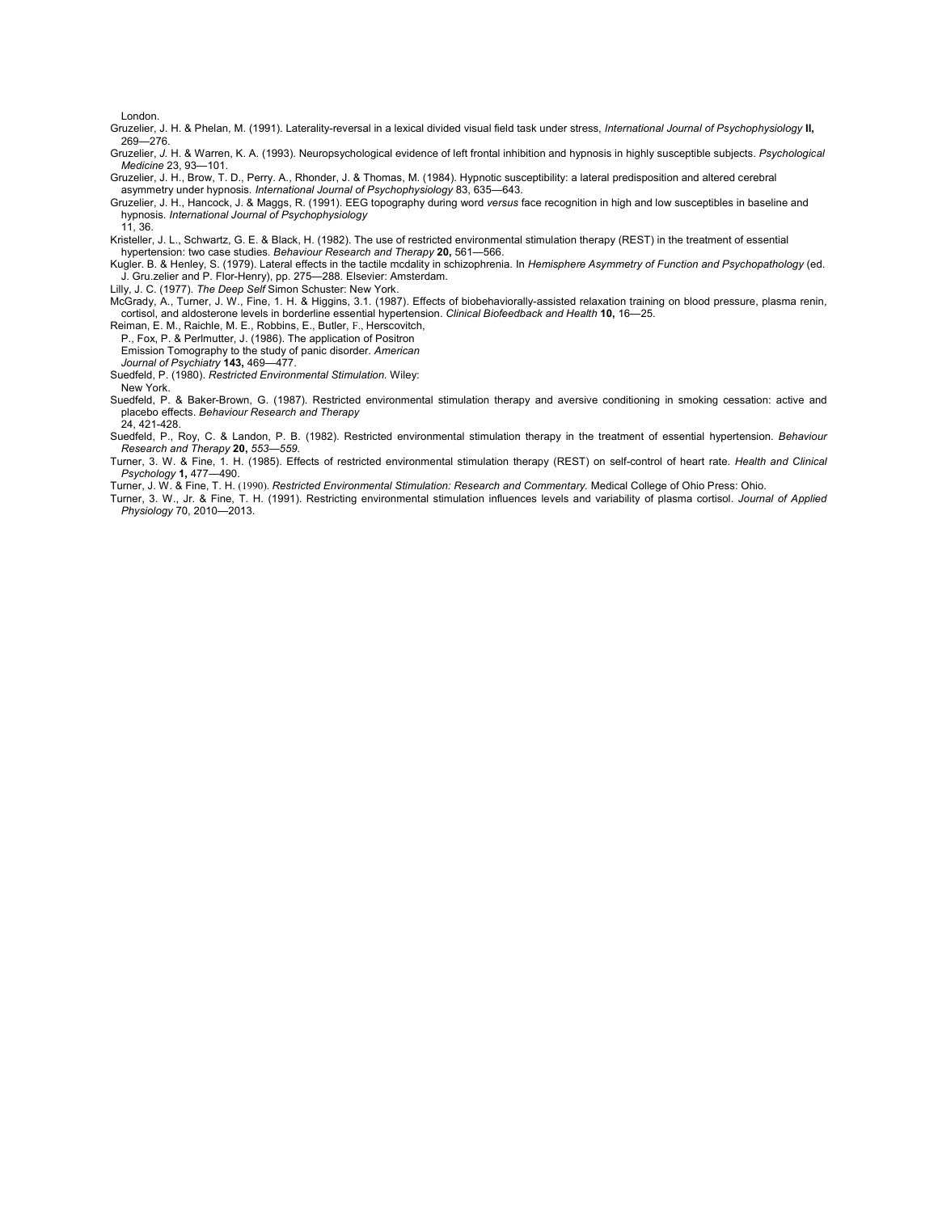London.

Gruzelier, J. H. & Phelan, M. (1991). Laterality-reversal in a lexical divided visual field task under stress, *International Journal of Psychophysiology* **II,** 269—276.

Gruzelier, *J.* H. & Warren, K. A. (1993). Neuropsychological evidence of left frontal inhibition and hypnosis in highly susceptible subjects. *Psychological Medicine* 23, 93—101.

Gruzelier, J. H., Brow, T. D., Perry. A., Rhonder, J. & Thomas, M. (1984). Hypnotic susceptibility: a lateral predisposition and altered cerebral asymmetry under hypnosis. *International Journal of Psychophysiology* 83, 635—643.

Gruzelier, J. H., Hancock, J. & Maggs, R. (1991). EEG topography during word *versus* face recognition in high and low susceptibles in baseline and hypnosis. *International Journal of Psychophysiology* 11, 36.

Kristeller, J. L., Schwartz, G. E. & Black, H. (1982). The use of restricted environmental stimulation therapy (REST) in the treatment of essential hypertension: two case studies. *Behaviour Research and Therapy* **20,** 561—566.

Kugler. B. & Henley, S. (1979). Lateral effects in the tactile mcdality in schizophrenia. In *Hemisphere Asymmetry of Function and Psychopathology* (ed. J. Gru.zelier and P. Flor-Henry), pp. 275—288. Elsevier: Amsterdam.

Lilly, J. C. (1977). *The Deep Self* Simon Schuster: New York.

McGrady, A., Turner, J. W., Fine, 1. H. & Higgins, 3.1. (1987). Effects of biobehaviorally-assisted relaxation training on blood pressure, plasma renin, cortisol, and aldosterone levels in borderline essential hypertension. *Clinical Biofeedback and Health* **10,** 16—25.

Reiman, E. M., Raichle, M. E., Robbins, E., Butler, F., Herscovitch, P., Fox, P. & Perlmutter, J. (1986). The application of Positron Emission Tomography to the study of panic disorder. *American Journal of Psychiatry* **143,** 469—477.

Suedfeld, P. (1980). *Restricted Environmental Stimulation.* Wiley: New York.

Suedfeld, P. & Baker-Brown, G. (1987). Restricted environmental stimulation therapy and aversive conditioning in smoking cessation: active and placebo effects. *Behaviour Research and Therapy* 24, 421-428.

Suedfeld, P., Roy, C. & Landon, P. B. (1982). Restricted environmental stimulation therapy in the treatment of essential hypertension. *Behaviour Research and Therapy* **20,** *553—559.*

Turner, 3. W. & Fine, 1. H. (1985). Effects of restricted environmental stimulation therapy (REST) on self-control of heart rate. *Health and Clinical Psychology* **1,** 477—490.

Turner, J. W. & Fine, T. H. (1990). *Restricted Environmental Stimulation: Research and Commentary.* Medical College of Ohio Press: Ohio.

Turner, 3. W., Jr. & Fine, T. H. (1991). Restricting environmental stimulation influences levels and variability of plasma cortisol. *Journal of Applied Physiology* 70, 2010—2013.